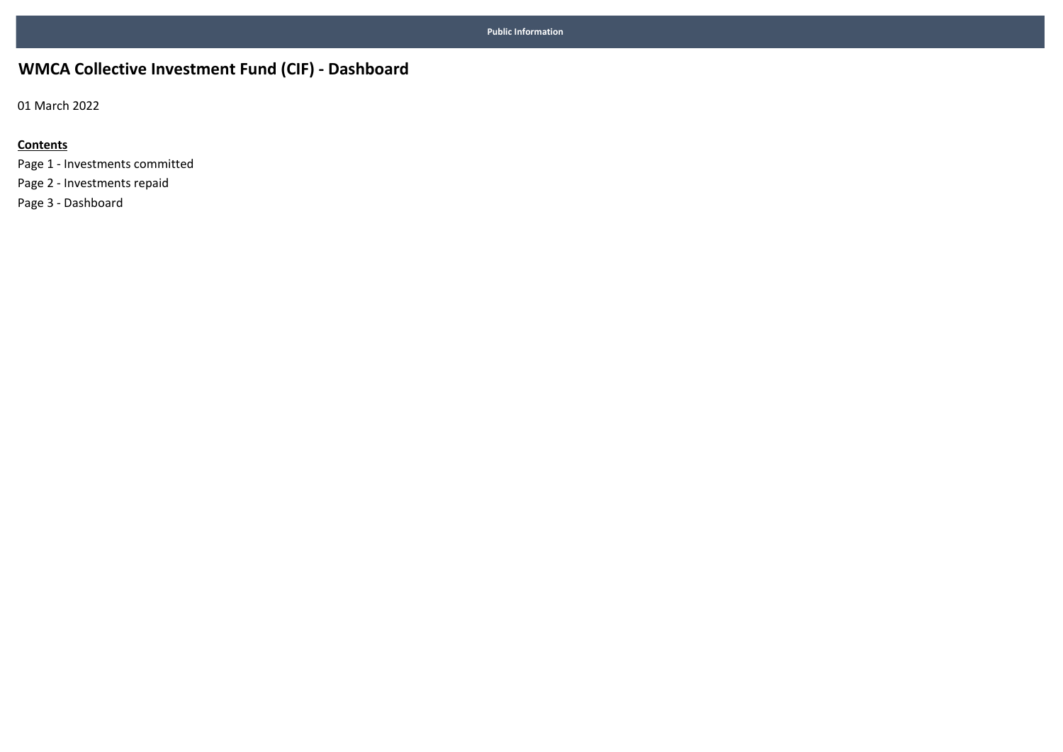Public Information

# WMCA Collective Investment Fund (CIF) - Dashboard

01 March 2022

**Contents**

Page 1 - Investments committed
Page 2 - Investments repaid
Page 3 - Dashboard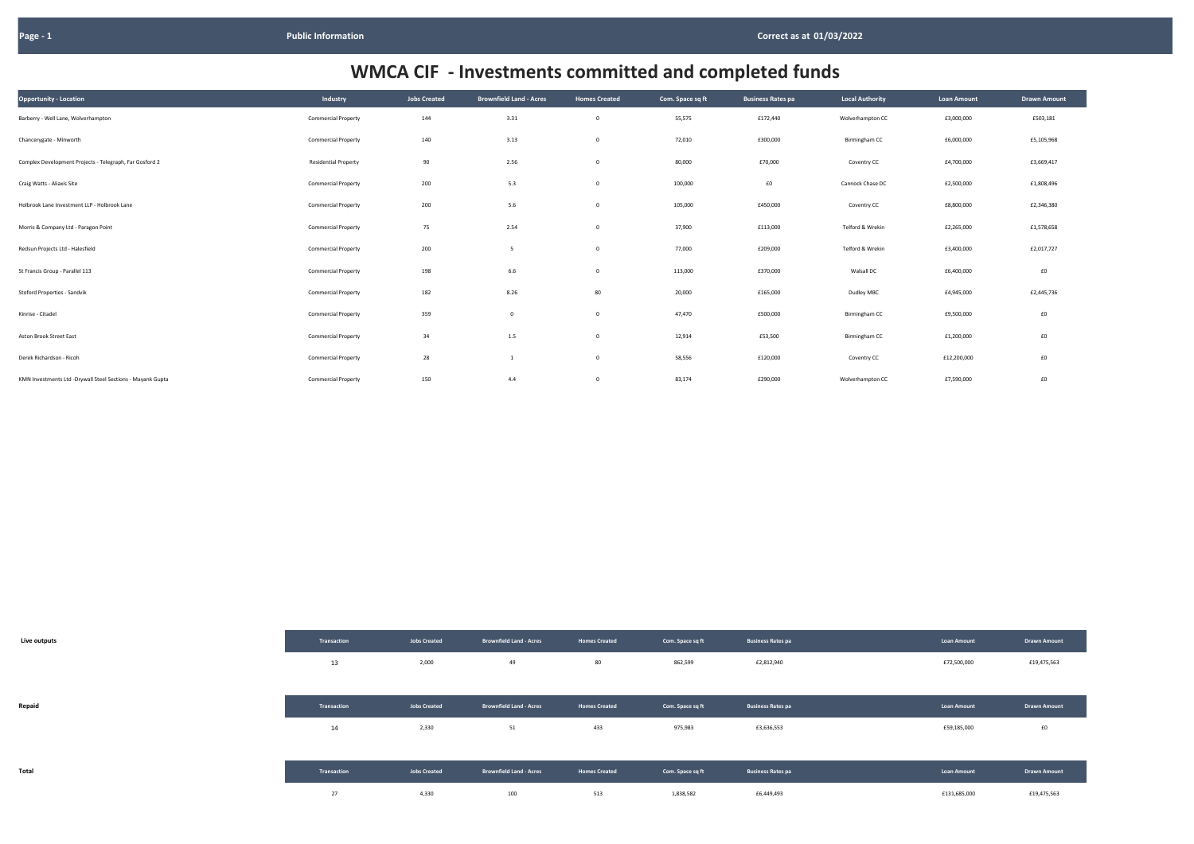Public Information

Correct as at 01/03/2022

# WMCA CIF - Investments committed and completed funds

| Opportunity - Location | Industry | Jobs Created | Brownfield Land - Acres | Homes Created | Com. Space sq ft | Business Rates pa | Local Authority | Loan Amount | Drawn Amount |
|---|---|---|---|---|---|---|---|---|---|
| Barberry - Well Lane, Wolverhampton | Commercial Property | 144 | 3.31 | 0 | 55,575 | £172,440 | Wolverhampton CC | £3,000,000 | £503,181 |
| Chancerygate - Minworth | Commercial Property | 140 | 3.13 | 0 | 72,010 | £300,000 | Birmingham CC | £6,000,000 | £5,105,968 |
| Complex Development Projects - Telegraph, Far Gosford 2 | Residential Property | 90 | 2.56 | 0 | 80,000 | £70,000 | Coventry CC | £4,700,000 | £3,669,417 |
| Craig Watts - Aliaxis Site | Commercial Property | 200 | 5.3 | 0 | 100,000 | £0 | Cannock Chase DC | £2,500,000 | £1,808,496 |
| Holbrook Lane Investment LLP - Holbrook Lane | Commercial Property | 200 | 5.6 | 0 | 105,000 | £450,000 | Coventry CC | £8,800,000 | £2,346,380 |
| Morris & Company Ltd - Paragon Point | Commercial Property | 75 | 2.54 | 0 | 37,900 | £113,000 | Telford & Wrekin | £2,265,000 | £1,578,658 |
| Redsun Projects Ltd - Halesfield | Commercial Property | 200 | 5 | 0 | 77,000 | £209,000 | Telford & Wrekin | £3,400,000 | £2,017,727 |
| St Francis Group - Parallel 113 | Commercial Property | 198 | 6.6 | 0 | 113,000 | £370,000 | Walsall DC | £6,400,000 | £0 |
| Stoford Properties - Sandvik | Commercial Property | 182 | 8.26 | 80 | 20,000 | £165,000 | Dudley MBC | £4,945,000 | £2,445,736 |
| Kinrise - Citadel | Commercial Property | 359 | 0 | 0 | 47,470 | £500,000 | Birmingham CC | £9,500,000 | £0 |
| Aston Brook Street East | Commercial Property | 34 | 1.5 | 0 | 12,914 | £53,500 | Birmingham CC | £1,200,000 | £0 |
| Derek Richardson - Ricoh | Commercial Property | 28 | 1 | 0 | 58,556 | £120,000 | Coventry CC | £12,200,000 | £0 |
| KMN Investments Ltd -Drywall Steel Sections - Mayank Gupta | Commercial Property | 150 | 4.4 | 0 | 83,174 | £290,000 | Wolverhampton CC | £7,590,000 | £0 |

| | Transaction | Jobs Created | Brownfield Land - Acres | Homes Created | Com. Space sq ft | Business Rates pa | Loan Amount | Drawn Amount |
|---|---|---|---|---|---|---|---|---|
| **Live outputs** | 13 | 2,000 | 49 | 80 | 862,599 | £2,812,940 | £72,500,000 | £19,475,563 |
| **Repaid** | 14 | 2,330 | 51 | 433 | 975,983 | £3,636,553 | £59,185,000 | £0 |
| **Total** | 27 | 4,330 | 100 | 513 | 1,838,582 | £6,449,493 | £131,685,000 | £19,475,563 |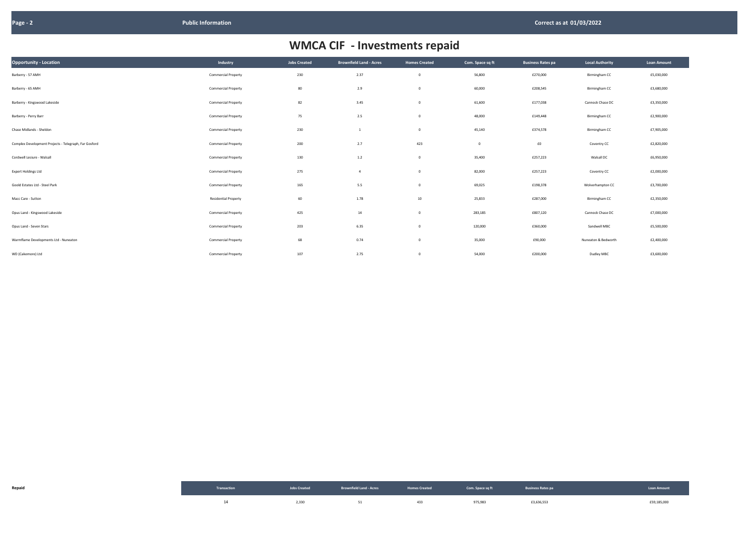# WMCA CIF - Investments repaid

| Opportunity - Location | Industry | Jobs Created | Brownfield Land - Acres | Homes Created | Com. Space sq ft | Business Rates pa | Local Authority | Loan Amount |
|---|---|---|---|---|---|---|---|---|
| Barberry - 57 AMH | Commercial Property | 230 | 2.37 | 0 | 56,800 | £270,000 | Birmingham CC | £5,030,000 |
| Barberry - 65 AMH | Commercial Property | 80 | 2.9 | 0 | 60,000 | £208,545 | Birmingham CC | £3,680,000 |
| Barberry - Kingswood Lakeside | Commercial Property | 82 | 3.45 | 0 | 61,600 | £177,038 | Cannock Chase DC | £3,350,000 |
| Barberry - Perry Barr | Commercial Property | 75 | 2.5 | 0 | 48,000 | £149,448 | Birmingham CC | £2,900,000 |
| Chase Midlands - Sheldon | Commercial Property | 230 | 1 | 0 | 45,140 | £374,578 | Birmingham CC | £7,905,000 |
| Complex Development Projects - Telegraph, Far Gosford | Commercial Property | 200 | 2.7 | 423 | 0 | £0 | Coventry CC | £2,820,000 |
| Cordwell Lesiure - Walsall | Commercial Property | 130 | 1.2 | 0 | 35,400 | £257,223 | Walsall DC | £6,950,000 |
| Expert Holdings Ltd | Commercial Property | 275 | 4 | 0 | 82,000 | £257,223 | Coventry CC | £2,000,000 |
| Goold Estates Ltd - Steel Park | Commercial Property | 165 | 5.5 | 0 | 69,025 | £198,378 | Wolverhampton CC | £3,700,000 |
| Macc Care - Sutton | Residential Property | 60 | 1.78 | 10 | 25,833 | £287,000 | Birmingham CC | £2,350,000 |
| Opus Land - Kingswood Lakeside | Commercial Property | 425 | 14 | 0 | 283,185 | £807,120 | Cannock Chase DC | £7,000,000 |
| Opus Land - Seven Stars | Commercial Property | 203 | 6.35 | 0 | 120,000 | £360,000 | Sandwell MBC | £5,500,000 |
| Warmflame Developments Ltd - Nuneaton | Commercial Property | 68 | 0.74 | 0 | 35,000 | £90,000 | Nuneaton & Bedworth | £2,400,000 |
| WD (Cakemore) Ltd | Commercial Property | 107 | 2.75 | 0 | 54,000 | £200,000 | Dudley MBC | £3,600,000 |

**Repaid**

| Transaction | Jobs Created | Brownfield Land - Acres | Homes Created | Com. Space sq ft | Business Rates pa | Loan Amount |
|---|---|---|---|---|---|---|
| 14 | 2,330 | 51 | 433 | 975,983 | £3,636,553 | £59,185,000 |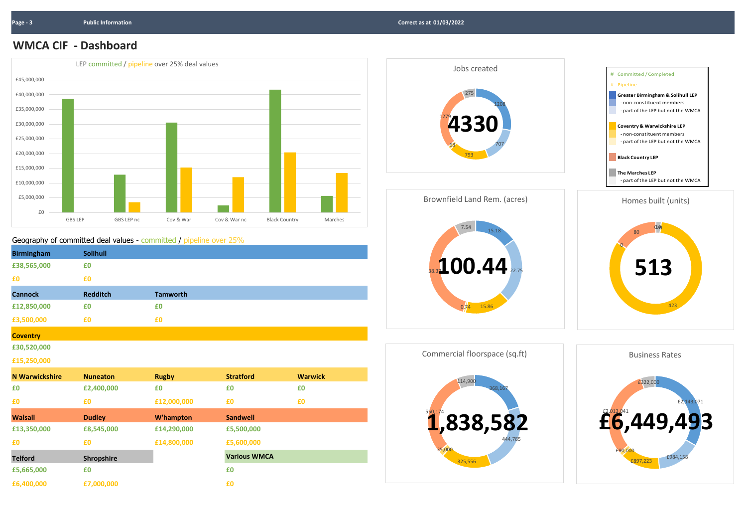Page - 3 Public Information Correct as at 01/03/2022

# WMCA CIF - Dashboard

LEP committed / pipeline over 25% deal values

£45,000,000
£40,000,000
£35,000,000
£30,000,000
£25,000,000
£20,000,000
£15,000,000
£10,000,000
£5,000,000
£0

GBS LEP | GBS LEP nc | Cov & War | Cov & War nc | Black Country | Marches

Jobs created

4330

1208
707
793
68
1279
275

Brownfield Land Rem. (acres)

100.44

15.18
22.75
15.86
0.74
38.37
7.54

Homes built (units)

513

0
80
0
10
423

Commercial floorspace (sq.ft)

1,838,582

368,167
444,785
325,556
35,000
550,174
114,900

Business Rates

£6,449,493

£2,143,071
£984,158
£897,223
£90,000
£2,013,041
£322,000

\# Committed / Completed
\# Pipeline
**Greater Birmingham & Solihull LEP**
- non-constituent members
- part of the LEP but not the WMCA
**Coventry & Warwickshire LEP**
- non-constituent members
- part of the LEP but not the WMCA
**Black Country LEP**
**The Marches LEP**
- part of the LEP but not the WMCA

## Geography of committed deal values - committed / pipeline over 25%

| | | | | |
|---|---|---|---|---|
| **Birmingham** | **Solihull** | | | |
| £38,565,000 | £0 | | | |
| £0 | £0 | | | |
| **Cannock** | **Redditch** | **Tamworth** | | |
| £12,850,000 | £0 | £0 | | |
| £3,500,000 | £0 | £0 | | |
| **Coventry** | | | | |
| £30,520,000 | | | | |
| £15,250,000 | | | | |
| **N Warwickshire** | **Nuneaton** | **Rugby** | **Stratford** | **Warwick** |
| £0 | £2,400,000 | £0 | £0 | £0 |
| £0 | £0 | £12,000,000 | £0 | £0 |
| **Walsall** | **Dudley** | **W'hampton** | **Sandwell** | |
| £13,350,000 | £8,545,000 | £14,290,000 | £5,500,000 | |
| £0 | £0 | £14,800,000 | £5,600,000 | |
| **Telford** | **Shropshire** | | **Various WMCA** | |
| £5,665,000 | £0 | | £0 | |
| £6,400,000 | £7,000,000 | | £0 | |